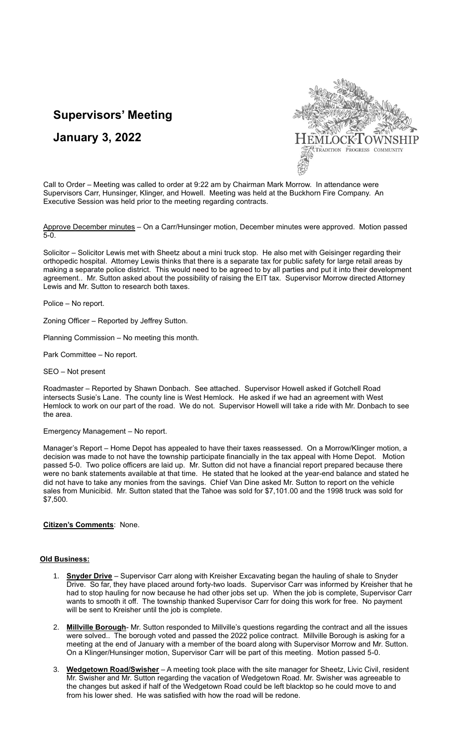# Supervisors' Meeting

# January 3, 2022

Call to Order – Meeting was called to order at 9:22 am by Chairman Mark Morrow. In attendance were Supervisors Carr, Hunsinger, Klinger, and Howell. Meeting was held at the Buckhorn Fire Company. An Executive Session was held prior to the meeting regarding contracts.

Approve December minutes – On a Carr/Hunsinger motion, December minutes were approved. Motion passed 5-0.

Solicitor – Solicitor Lewis met with Sheetz about a mini truck stop. He also met with Geisinger regarding their orthopedic hospital. Attorney Lewis thinks that there is a separate tax for public safety for large retail areas by making a separate police district. This would need to be agreed to by all parties and put it into their development agreement.. Mr. Sutton asked about the possibility of raising the EIT tax. Supervisor Morrow directed Attorney Lewis and Mr. Sutton to research both taxes.

Police – No report.

Zoning Officer – Reported by Jeffrey Sutton.

Planning Commission – No meeting this month.

Park Committee – No report.

SEO – Not present

Roadmaster – Reported by Shawn Donbach. See attached. Supervisor Howell asked if Gotchell Road intersects Susie's Lane. The county line is West Hemlock. He asked if we had an agreement with West Hemlock to work on our part of the road. We do not. Supervisor Howell will take a ride with Mr. Donbach to see the area.

Emergency Management – No report.

Manager's Report – Home Depot has appealed to have their taxes reassessed. On a Morrow/Klinger motion, a decision was made to not have the township participate financially in the tax appeal with Home Depot. Motion passed 5-0. Two police officers are laid up. Mr. Sutton did not have a financial report prepared because there were no bank statements available at that time. He stated that he looked at the year-end balance and stated he did not have to take any monies from the savings. Chief Van Dine asked Mr. Sutton to report on the vehicle sales from Municibid. Mr. Sutton stated that the Tahoe was sold for $7,101.00 and the 1998 truck was sold for $7,500.

**Citizen's Comments**: None.

**Old Business:**

1. **Snyder Drive** – Supervisor Carr along with Kreisher Excavating began the hauling of shale to Snyder Drive. So far, they have placed around forty-two loads. Supervisor Carr was informed by Kreisher that he had to stop hauling for now because he had other jobs set up. When the job is complete, Supervisor Carr wants to smooth it off. The township thanked Supervisor Carr for doing this work for free. No payment will be sent to Kreisher until the job is complete.

2. **Millville Borough**- Mr. Sutton responded to Millville's questions regarding the contract and all the issues were solved.. The borough voted and passed the 2022 police contract. Millville Borough is asking for a meeting at the end of January with a member of the board along with Supervisor Morrow and Mr. Sutton. On a Klinger/Hunsinger motion, Supervisor Carr will be part of this meeting. Motion passed 5-0.

3. **Wedgetown Road/Swisher** – A meeting took place with the site manager for Sheetz, Livic Civil, resident Mr. Swisher and Mr. Sutton regarding the vacation of Wedgetown Road. Mr. Swisher was agreeable to the changes but asked if half of the Wedgetown Road could be left blacktop so he could move to and from his lower shed. He was satisfied with how the road will be redone.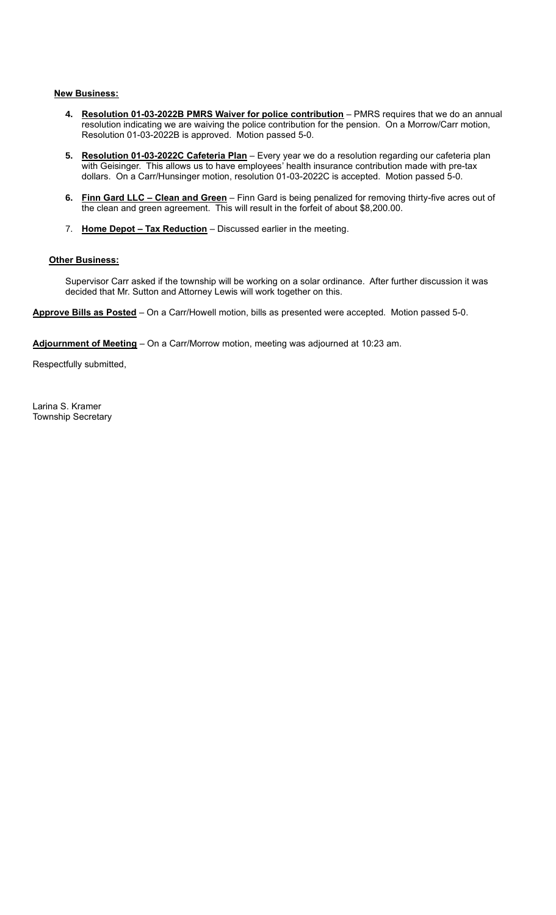**New Business:**

4. **Resolution 01-03-2022B PMRS Waiver for police contribution** – PMRS requires that we do an annual resolution indicating we are waiving the police contribution for the pension. On a Morrow/Carr motion, Resolution 01-03-2022B is approved. Motion passed 5-0.

5. **Resolution 01-03-2022C Cafeteria Plan** – Every year we do a resolution regarding our cafeteria plan with Geisinger. This allows us to have employees' health insurance contribution made with pre-tax dollars. On a Carr/Hunsinger motion, resolution 01-03-2022C is accepted. Motion passed 5-0.

6. **Finn Gard LLC – Clean and Green** – Finn Gard is being penalized for removing thirty-five acres out of the clean and green agreement. This will result in the forfeit of about $8,200.00.

7. **Home Depot – Tax Reduction** – Discussed earlier in the meeting.

**Other Business:**

Supervisor Carr asked if the township will be working on a solar ordinance. After further discussion it was decided that Mr. Sutton and Attorney Lewis will work together on this.

**Approve Bills as Posted** – On a Carr/Howell motion, bills as presented were accepted. Motion passed 5-0.

**Adjournment of Meeting** – On a Carr/Morrow motion, meeting was adjourned at 10:23 am.

Respectfully submitted,

Larina S. Kramer
Township Secretary